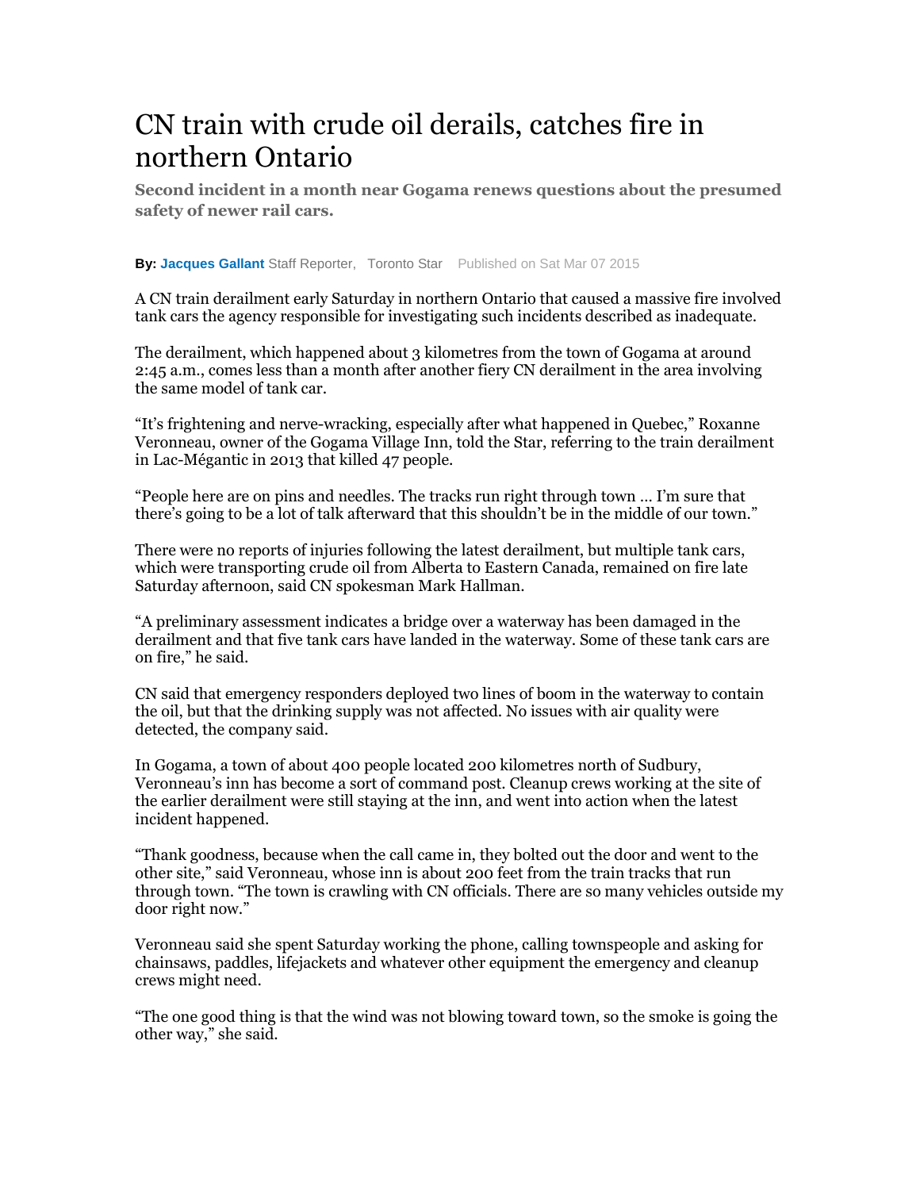# CN train with crude oil derails, catches fire in northern Ontario

**Second incident in a month near Gogama renews questions about the presumed safety of newer rail cars.**

**By: Jacques Gallant** Staff Reporter, Toronto Star Published on Sat Mar 07 2015

A CN train derailment early Saturday in northern Ontario that caused a massive fire involved tank cars the agency responsible for investigating such incidents described as inadequate.

The derailment, which happened about 3 kilometres from the town of Gogama at around 2:45 a.m., comes less than a month after another fiery CN derailment in the area involving the same model of tank car.

"It's frightening and nerve-wracking, especially after what happened in Quebec," Roxanne Veronneau, owner of the Gogama Village Inn, told the Star, referring to the train derailment in Lac-Mégantic in 2013 that killed 47 people.

"People here are on pins and needles. The tracks run right through town … I'm sure that there's going to be a lot of talk afterward that this shouldn't be in the middle of our town."

There were no reports of injuries following the latest derailment, but multiple tank cars, which were transporting crude oil from Alberta to Eastern Canada, remained on fire late Saturday afternoon, said CN spokesman Mark Hallman.

"A preliminary assessment indicates a bridge over a waterway has been damaged in the derailment and that five tank cars have landed in the waterway. Some of these tank cars are on fire," he said.

CN said that emergency responders deployed two lines of boom in the waterway to contain the oil, but that the drinking supply was not affected. No issues with air quality were detected, the company said.

In Gogama, a town of about 400 people located 200 kilometres north of Sudbury, Veronneau's inn has become a sort of command post. Cleanup crews working at the site of the earlier derailment were still staying at the inn, and went into action when the latest incident happened.

"Thank goodness, because when the call came in, they bolted out the door and went to the other site," said Veronneau, whose inn is about 200 feet from the train tracks that run through town. "The town is crawling with CN officials. There are so many vehicles outside my door right now."

Veronneau said she spent Saturday working the phone, calling townspeople and asking for chainsaws, paddles, lifejackets and whatever other equipment the emergency and cleanup crews might need.

"The one good thing is that the wind was not blowing toward town, so the smoke is going the other way," she said.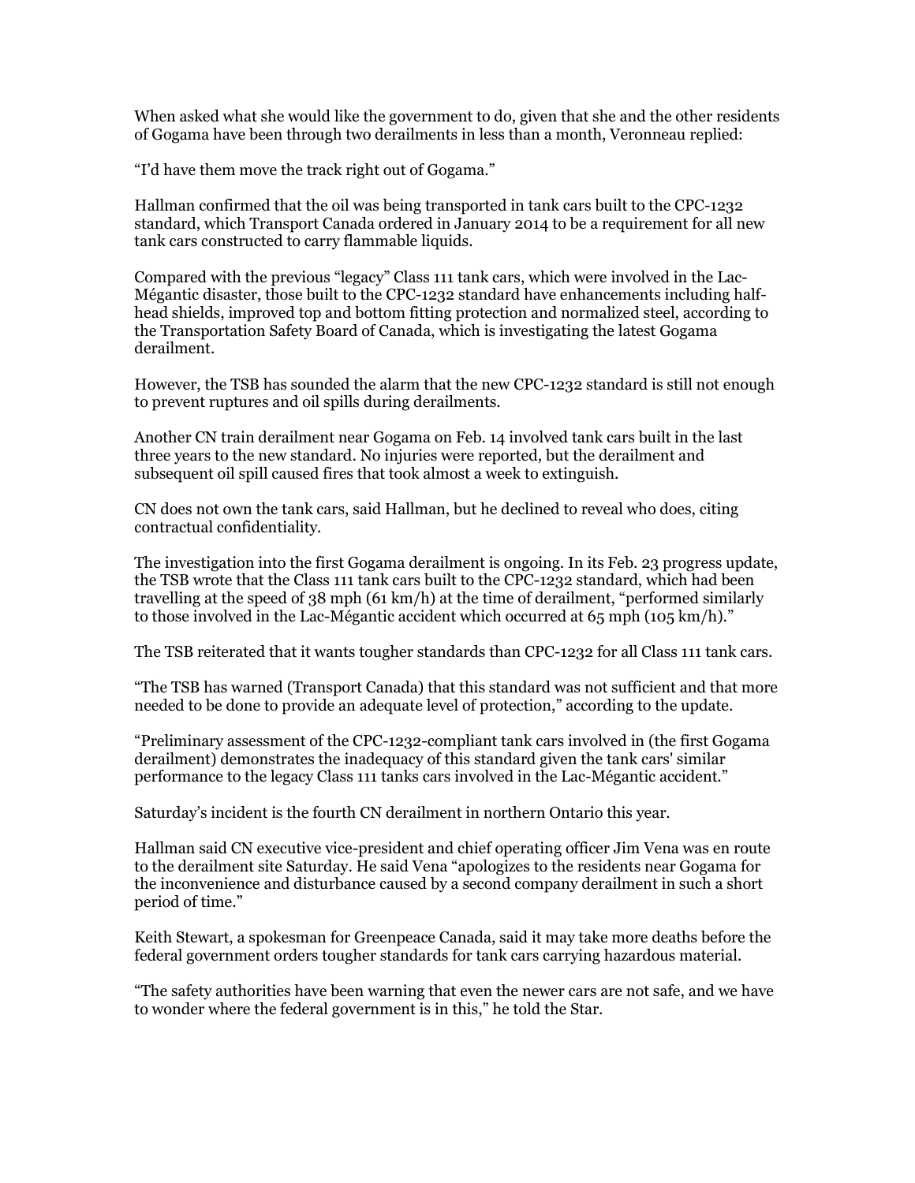When asked what she would like the government to do, given that she and the other residents of Gogama have been through two derailments in less than a month, Veronneau replied:

“I’d have them move the track right out of Gogama.”

Hallman confirmed that the oil was being transported in tank cars built to the CPC-1232 standard, which Transport Canada ordered in January 2014 to be a requirement for all new tank cars constructed to carry flammable liquids.

Compared with the previous “legacy” Class 111 tank cars, which were involved in the Lac-Mégantic disaster, those built to the CPC-1232 standard have enhancements including half-head shields, improved top and bottom fitting protection and normalized steel, according to the Transportation Safety Board of Canada, which is investigating the latest Gogama derailment.

However, the TSB has sounded the alarm that the new CPC-1232 standard is still not enough to prevent ruptures and oil spills during derailments.

Another CN train derailment near Gogama on Feb. 14 involved tank cars built in the last three years to the new standard. No injuries were reported, but the derailment and subsequent oil spill caused fires that took almost a week to extinguish.

CN does not own the tank cars, said Hallman, but he declined to reveal who does, citing contractual confidentiality.

The investigation into the first Gogama derailment is ongoing. In its Feb. 23 progress update, the TSB wrote that the Class 111 tank cars built to the CPC-1232 standard, which had been travelling at the speed of 38 mph (61 km/h) at the time of derailment, “performed similarly to those involved in the Lac-Mégantic accident which occurred at 65 mph (105 km/h).”

The TSB reiterated that it wants tougher standards than CPC-1232 for all Class 111 tank cars.

“The TSB has warned (Transport Canada) that this standard was not sufficient and that more needed to be done to provide an adequate level of protection,” according to the update.

“Preliminary assessment of the CPC-1232-compliant tank cars involved in (the first Gogama derailment) demonstrates the inadequacy of this standard given the tank cars' similar performance to the legacy Class 111 tanks cars involved in the Lac-Mégantic accident.”

Saturday’s incident is the fourth CN derailment in northern Ontario this year.

Hallman said CN executive vice-president and chief operating officer Jim Vena was en route to the derailment site Saturday. He said Vena “apologizes to the residents near Gogama for the inconvenience and disturbance caused by a second company derailment in such a short period of time.”

Keith Stewart, a spokesman for Greenpeace Canada, said it may take more deaths before the federal government orders tougher standards for tank cars carrying hazardous material.

“The safety authorities have been warning that even the newer cars are not safe, and we have to wonder where the federal government is in this,” he told the Star.